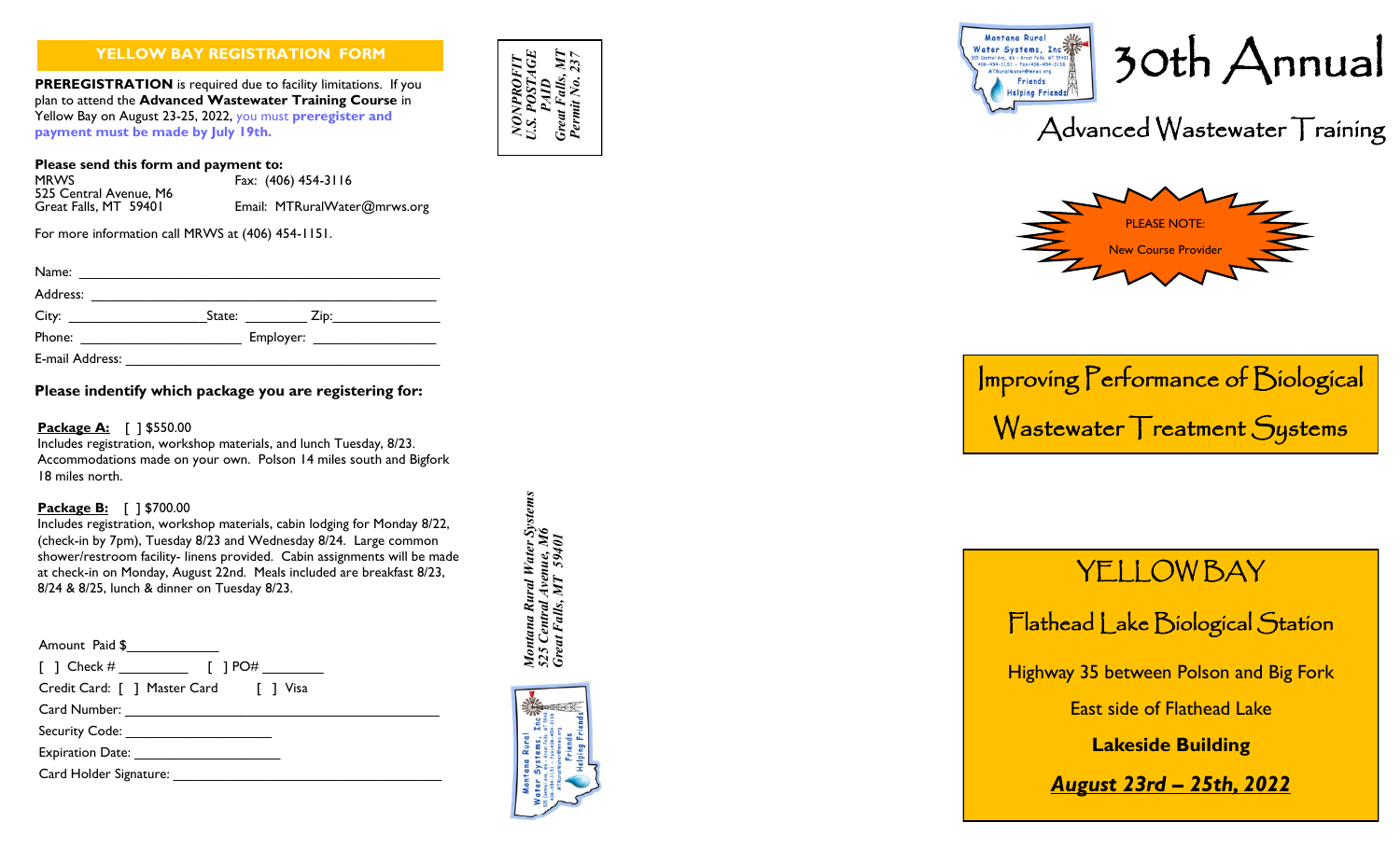## YELLOW BAY REGISTRATION FORM

**PREREGISTRATION** is required due to facility limitations. If you plan to attend the **Advanced Wastewater Training Course** in Yellow Bay on August 23-25, 2022, you must **preregister and payment must be made by July 19th.**

**Please send this form and payment to:**

MRWS
525 Central Avenue, M6
Great Falls, MT 59401

Fax: (406) 454-3116
Email: MTRuralWater@mrws.org

For more information call MRWS at (406) 454-1151.

Name: ______________________________

Address: ______________________________

City: ______________ State: ________ Zip: ______________

Phone: ____________________ Employer: ________________

E-mail Address: ______________________________

**Please indentify which package you are registering for:**

**Package A:** [ ] $550.00
Includes registration, workshop materials, and lunch Tuesday, 8/23. Accommodations made on your own. Polson 14 miles south and Bigfork 18 miles north.

**Package B:** [ ] $700.00
Includes registration, workshop materials, cabin lodging for Monday 8/22, (check-in by 7pm), Tuesday 8/23 and Wednesday 8/24. Large common shower/restroom facility- linens provided. Cabin assignments will be made at check-in on Monday, August 22nd. Meals included are breakfast 8/23, 8/24 & 8/25, lunch & dinner on Tuesday 8/23.

Amount Paid $____________

[ ] Check # _________ [ ] PO# ________

Credit Card: [ ] Master Card [ ] Visa

Card Number: ______________________________

Security Code: ____________________

Expiration Date: ____________________

Card Holder Signature: ______________________________

*NONPROFIT*
*U.S. POSTAGE*
*PAID*
*Great Falls, MT*
*Permit No. 237*

*Montana Rural Water Systems*
*525 Central Avenue, M6*
*Great Falls, MT 59401*

Montana Rural Water Systems, Inc
525 Central Ave, M6 - Great Falls, MT 59401
406-454-1151 - Fax-406-454-3116
MTRuralWater@mrws.org
Friends Helping Friends

# 30th Annual

## Advanced Wastewater Training

PLEASE NOTE:
New Course Provider

## Improving Performance of Biological Wastewater Treatment Systems

## YELLOW BAY

### Flathead Lake Biological Station

Highway 35 between Polson and Big Fork

East side of Flathead Lake

**Lakeside Building**

***August 23rd – 25th, 2022***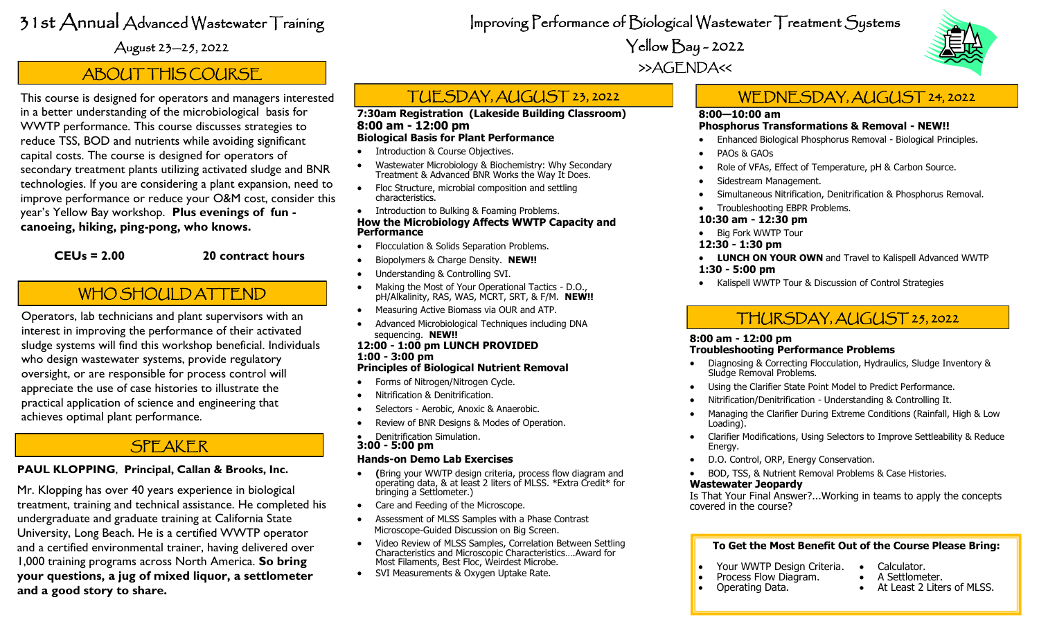# 31st Annual Advanced Wastewater Training

August 23—25, 2022

## ABOUT THIS COURSE

This course is designed for operators and managers interested in a better understanding of the microbiological basis for WWTP performance. This course discusses strategies to reduce TSS, BOD and nutrients while avoiding significant capital costs. The course is designed for operators of secondary treatment plants utilizing activated sludge and BNR technologies. If you are considering a plant expansion, need to improve performance or reduce your O&M cost, consider this year's Yellow Bay workshop. **Plus evenings of fun - canoeing, hiking, ping-pong, who knows.**

**CEUs = 2.00** **20 contract hours**

## WHO SHOULD ATTEND

Operators, lab technicians and plant supervisors with an interest in improving the performance of their activated sludge systems will find this workshop beneficial. Individuals who design wastewater systems, provide regulatory oversight, or are responsible for process control will appreciate the use of case histories to illustrate the practical application of science and engineering that achieves optimal plant performance.

## SPEAKER

**PAUL KLOPPING**, **Principal, Callan & Brooks, Inc.**

Mr. Klopping has over 40 years experience in biological treatment, training and technical assistance. He completed his undergraduate and graduate training at California State University, Long Beach. He is a certified WWTP operator and a certified environmental trainer, having delivered over 1,000 training programs across North America. **So bring your questions, a jug of mixed liquor, a settlometer and a good story to share.**

# Improving Performance of Biological Wastewater Treatment Systems

Yellow Bay - 2022

>>AGENDA<<

## TUESDAY, AUGUST 23, 2022

**7:30am Registration (Lakeside Building Classroom)**

**8:00 am - 12:00 pm**

**Biological Basis for Plant Performance**

- Introduction & Course Objectives.
- Wastewater Microbiology & Biochemistry: Why Secondary Treatment & Advanced BNR Works the Way It Does.
- Floc Structure, microbial composition and settling characteristics.
- Introduction to Bulking & Foaming Problems.

**How the Microbiology Affects WWTP Capacity and Performance**

- Flocculation & Solids Separation Problems.
- Biopolymers & Charge Density. **NEW!!**
- Understanding & Controlling SVI.
- Making the Most of Your Operational Tactics - D.O., pH/Alkalinity, RAS, WAS, MCRT, SRT, & F/M. **NEW!!**
- Measuring Active Biomass via OUR and ATP.
- Advanced Microbiological Techniques including DNA sequencing. **NEW!!**

**12:00 - 1:00 pm LUNCH PROVIDED**

**1:00 - 3:00 pm**

**Principles of Biological Nutrient Removal**

- Forms of Nitrogen/Nitrogen Cycle.
- Nitrification & Denitrification.
- Selectors - Aerobic, Anoxic & Anaerobic.
- Review of BNR Designs & Modes of Operation.
- Denitrification Simulation.

**3:00 - 5:00 pm**

**Hands-on Demo Lab Exercises**

- **(**Bring your WWTP design criteria, process flow diagram and operating data, & at least 2 liters of MLSS. *Extra Credit* for bringing a Settlometer.)
- Care and Feeding of the Microscope.
- Assessment of MLSS Samples with a Phase Contrast Microscope-Guided Discussion on Big Screen.
- Video Review of MLSS Samples, Correlation Between Settling Characteristics and Microscopic Characteristics….Award for Most Filaments, Best Floc, Weirdest Microbe.
- SVI Measurements & Oxygen Uptake Rate.

## WEDNESDAY, AUGUST 24, 2022

**8:00—10:00 am**

**Phosphorus Transformations & Removal - NEW!!**

- Enhanced Biological Phosphorus Removal - Biological Principles.
- PAOs & GAOs
- Role of VFAs, Effect of Temperature, pH & Carbon Source.
- Sidestream Management.
- Simultaneous Nitrification, Denitrification & Phosphorus Removal.
- Troubleshooting EBPR Problems.

**10:30 am - 12:30 pm**

- Big Fork WWTP Tour

**12:30 - 1:30 pm**

- **LUNCH ON YOUR OWN** and Travel to Kalispell Advanced WWTP

**1:30 - 5:00 pm**

- Kalispell WWTP Tour & Discussion of Control Strategies

## THURSDAY, AUGUST 25, 2022

**8:00 am - 12:00 pm**

**Troubleshooting Performance Problems**

- Diagnosing & Correcting Flocculation, Hydraulics, Sludge Inventory & Sludge Removal Problems.
- Using the Clarifier State Point Model to Predict Performance.
- Nitrification/Denitrification - Understanding & Controlling It.
- Managing the Clarifier During Extreme Conditions (Rainfall, High & Low Loading).
- Clarifier Modifications, Using Selectors to Improve Settleability & Reduce Energy.
- D.O. Control, ORP, Energy Conservation.
- BOD, TSS, & Nutrient Removal Problems & Case Histories.

**Wastewater Jeopardy**

Is That Your Final Answer?...Working in teams to apply the concepts covered in the course?

**To Get the Most Benefit Out of the Course Please Bring:**

- Your WWTP Design Criteria.
- Process Flow Diagram.
- Operating Data.
- Calculator.
- A Settlometer.
- At Least 2 Liters of MLSS.